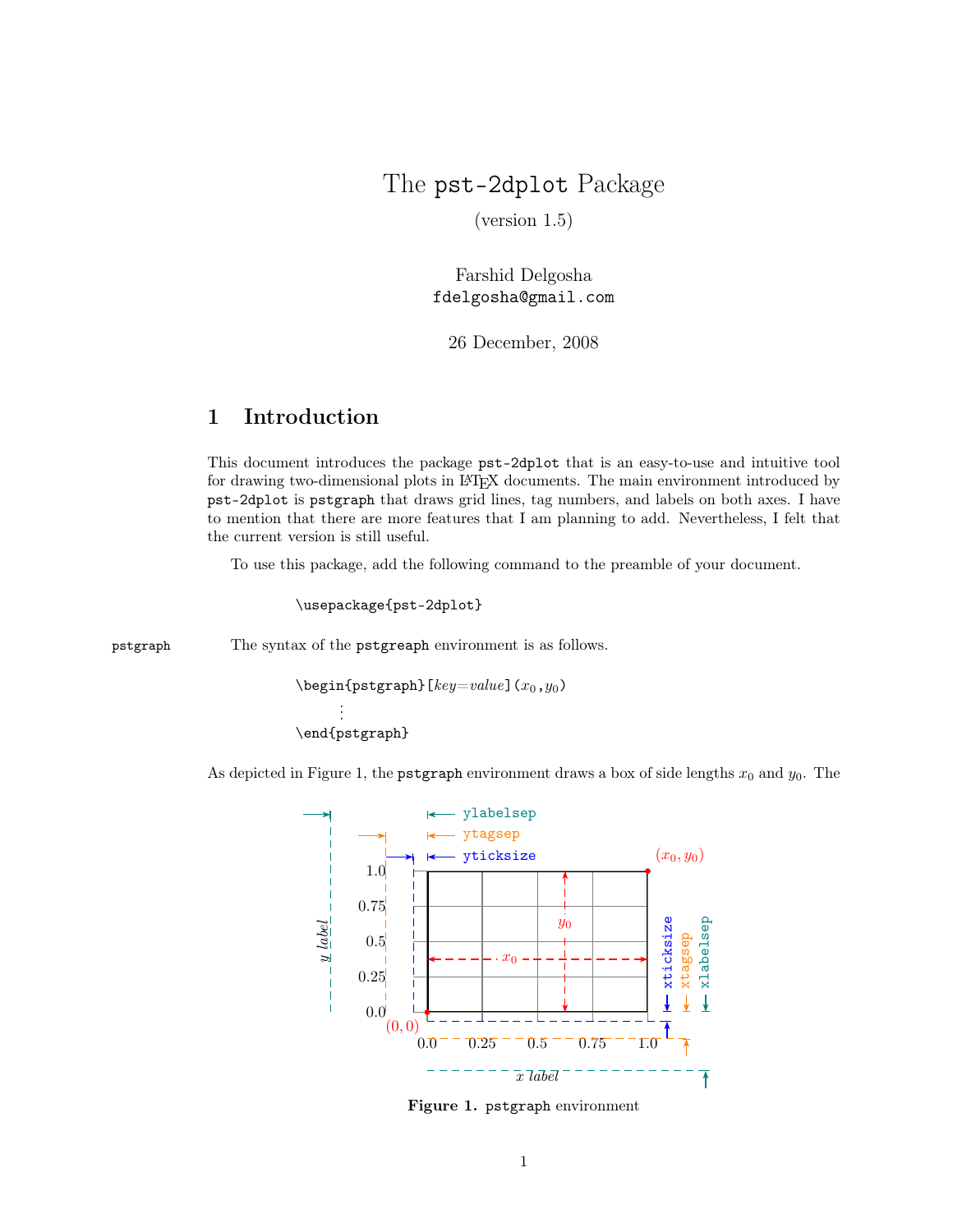# The pst-2dplot Package

(version 1.5)

Farshid Delgosha
fdelgosha@gmail.com

26 December, 2008

## 1 Introduction

This document introduces the package pst-2dplot that is an easy-to-use and intuitive tool for drawing two-dimensional plots in LaTeX documents. The main environment introduced by pst-2dplot is pstgraph that draws grid lines, tag numbers, and labels on both axes. I have to mention that there are more features that I am planning to add. Nevertheless, I felt that the current version is still useful.

To use this package, add the following command to the preamble of your document.

```
\usepackage{pst-2dplot}
```

pstgraph The syntax of the pstgreaph environment is as follows.

```
\begin{pstgraph}[key=value](x0,y0)
    ⋮
\end{pstgraph}
```

As depicted in Figure 1, the pstgraph environment draws a box of side lengths $x_0$ and $y_0$. The

**Figure 1.** pstgraph environment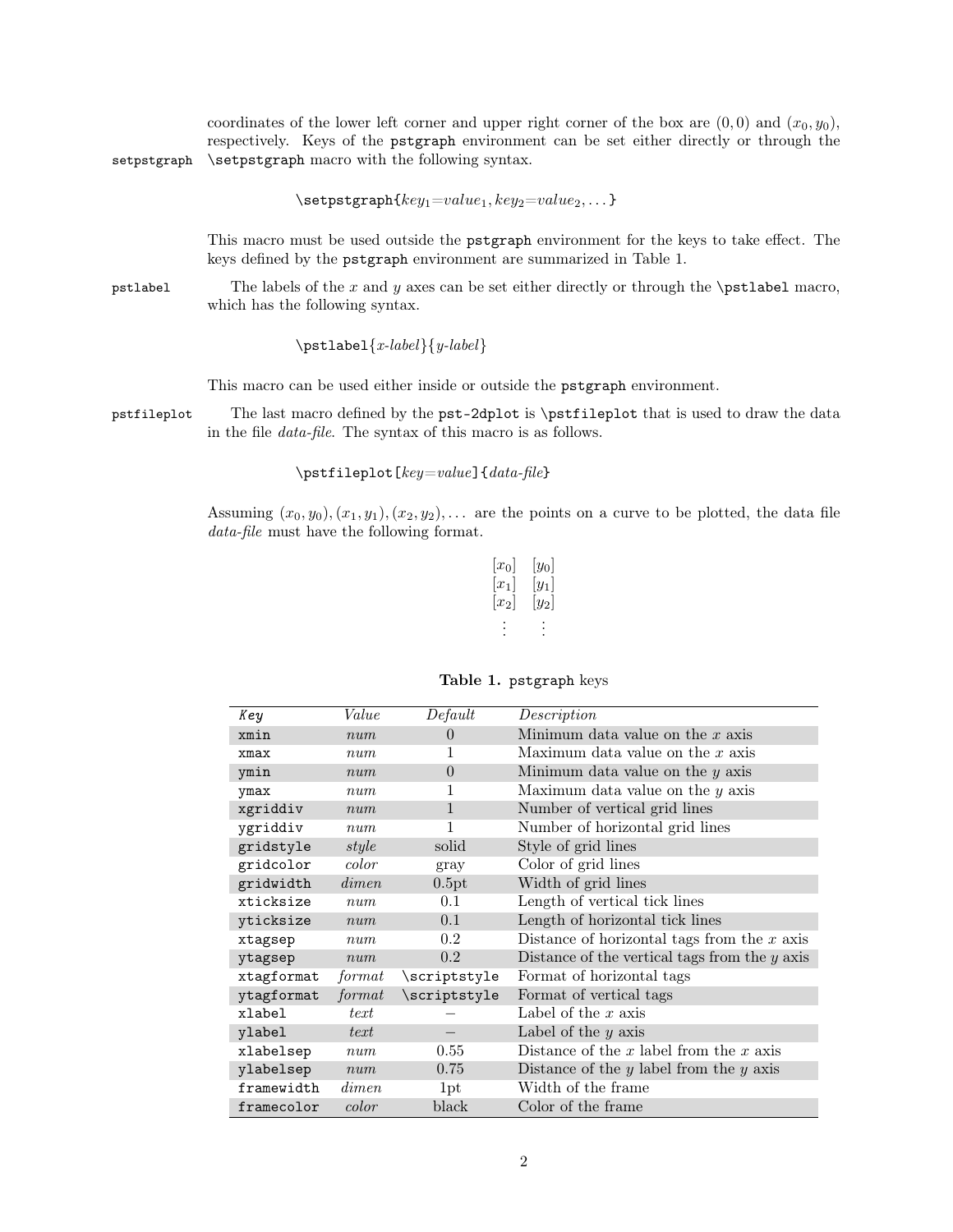coordinates of the lower left corner and upper right corner of the box are $(0, 0)$ and $(x_0, y_0)$, respectively. Keys of the pstgraph environment can be set either directly or through the \setpstgraph macro with the following syntax.

setpstgraph

\setpstgraph{*key*$_1$=*value*$_1$, *key*$_2$=*value*$_2$, ...}

This macro must be used outside the pstgraph environment for the keys to take effect. The keys defined by the pstgraph environment are summarized in Table 1.

pstlabel

The labels of the $x$ and $y$ axes can be set either directly or through the \pstlabel macro, which has the following syntax.

\pstlabel{*x-label*}{*y-label*}

This macro can be used either inside or outside the pstgraph environment.

pstfileplot

The last macro defined by the pst-2dplot is \pstfileplot that is used to draw the data in the file *data-file*. The syntax of this macro is as follows.

\pstfileplot[*key*=*value*]{*data-file*}

Assuming $(x_0, y_0), (x_1, y_1), (x_2, y_2), \ldots$ are the points on a curve to be plotted, the data file *data-file* must have the following format.

$$\begin{array}{cc} [x_0] & [y_0] \\ [x_1] & [y_1] \\ [x_2] & [y_2] \\ \vdots & \vdots \end{array}$$

**Table 1.** pstgraph keys

| *Key* | *Value* | *Default* | *Description* |
|---|---|---|---|
| xmin | *num* | 0 | Minimum data value on the $x$ axis |
| xmax | *num* | 1 | Maximum data value on the $x$ axis |
| ymin | *num* | 0 | Minimum data value on the $y$ axis |
| ymax | *num* | 1 | Maximum data value on the $y$ axis |
| xgriddiv | *num* | 1 | Number of vertical grid lines |
| ygriddiv | *num* | 1 | Number of horizontal grid lines |
| gridstyle | *style* | solid | Style of grid lines |
| gridcolor | *color* | gray | Color of grid lines |
| gridwidth | *dimen* | 0.5pt | Width of grid lines |
| xticksize | *num* | 0.1 | Length of vertical tick lines |
| yticksize | *num* | 0.1 | Length of horizontal tick lines |
| xtagsep | *num* | 0.2 | Distance of horizontal tags from the $x$ axis |
| ytagsep | *num* | 0.2 | Distance of the vertical tags from the $y$ axis |
| xtagformat | *format* | \scriptstyle | Format of horizontal tags |
| ytagformat | *format* | \scriptstyle | Format of vertical tags |
| xlabel | *text* | – | Label of the $x$ axis |
| ylabel | *text* | – | Label of the $y$ axis |
| xlabelsep | *num* | 0.55 | Distance of the $x$ label from the $x$ axis |
| ylabelsep | *num* | 0.75 | Distance of the $y$ label from the $y$ axis |
| framewidth | *dimen* | 1pt | Width of the frame |
| framecolor | *color* | black | Color of the frame |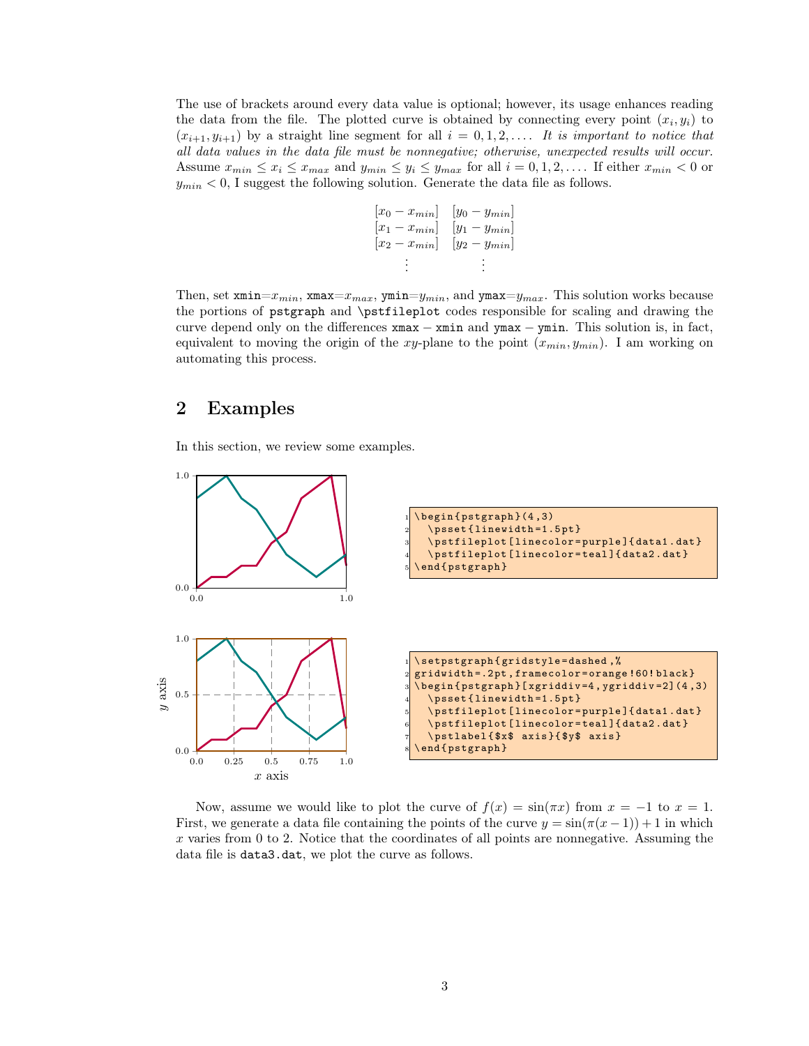The use of brackets around every data value is optional; however, its usage enhances reading the data from the file. The plotted curve is obtained by connecting every point $(x_i, y_i)$ to $(x_{i+1}, y_{i+1})$ by a straight line segment for all $i = 0, 1, 2, \ldots$. *It is important to notice that all data values in the data file must be nonnegative; otherwise, unexpected results will occur.* Assume $x_{min} \leq x_i \leq x_{max}$ and $y_{min} \leq y_i \leq y_{max}$ for all $i = 0, 1, 2, \ldots$. If either $x_{min} < 0$ or $y_{min} < 0$, I suggest the following solution. Generate the data file as follows.

$$
\begin{array}{ll}
[x_0 - x_{min}] & [y_0 - y_{min}] \\
[x_1 - x_{min}] & [y_1 - y_{min}] \\
[x_2 - x_{min}] & [y_2 - y_{min}] \\
\vdots & \vdots
\end{array}
$$

Then, set `xmin`$=x_{min}$, `xmax`$=x_{max}$, `ymin`$=y_{min}$, and `ymax`$=y_{max}$. This solution works because the portions of `pstgraph` and `\pstfileplot` codes responsible for scaling and drawing the curve depend only on the differences `xmax` $-$ `xmin` and `ymax` $-$ `ymin`. This solution is, in fact, equivalent to moving the origin of the $xy$-plane to the point $(x_{min}, y_{min})$. I am working on automating this process.

## 2 Examples

In this section, we review some examples.

```
\begin{pstgraph}(4,3)
  \psset{linewidth=1.5pt}
  \pstfileplot[linecolor=purple]{data1.dat}
  \pstfileplot[linecolor=teal]{data2.dat}
\end{pstgraph}
```

```
\setpstgraph{gridstyle=dashed,%
gridwidth=.2pt,framecolor=orange!60!black}
\begin{pstgraph}[xgriddiv=4,ygriddiv=2](4,3)
  \psset{linewidth=1.5pt}
  \pstfileplot[linecolor=purple]{data1.dat}
  \pstfileplot[linecolor=teal]{data2.dat}
  \pstlabel{$x$ axis}{$y$ axis}
\end{pstgraph}
```

Now, assume we would like to plot the curve of $f(x) = \sin(\pi x)$ from $x = -1$ to $x = 1$. First, we generate a data file containing the points of the curve $y = \sin(\pi(x-1)) + 1$ in which $x$ varies from 0 to 2. Notice that the coordinates of all points are nonnegative. Assuming the data file is `data3.dat`, we plot the curve as follows.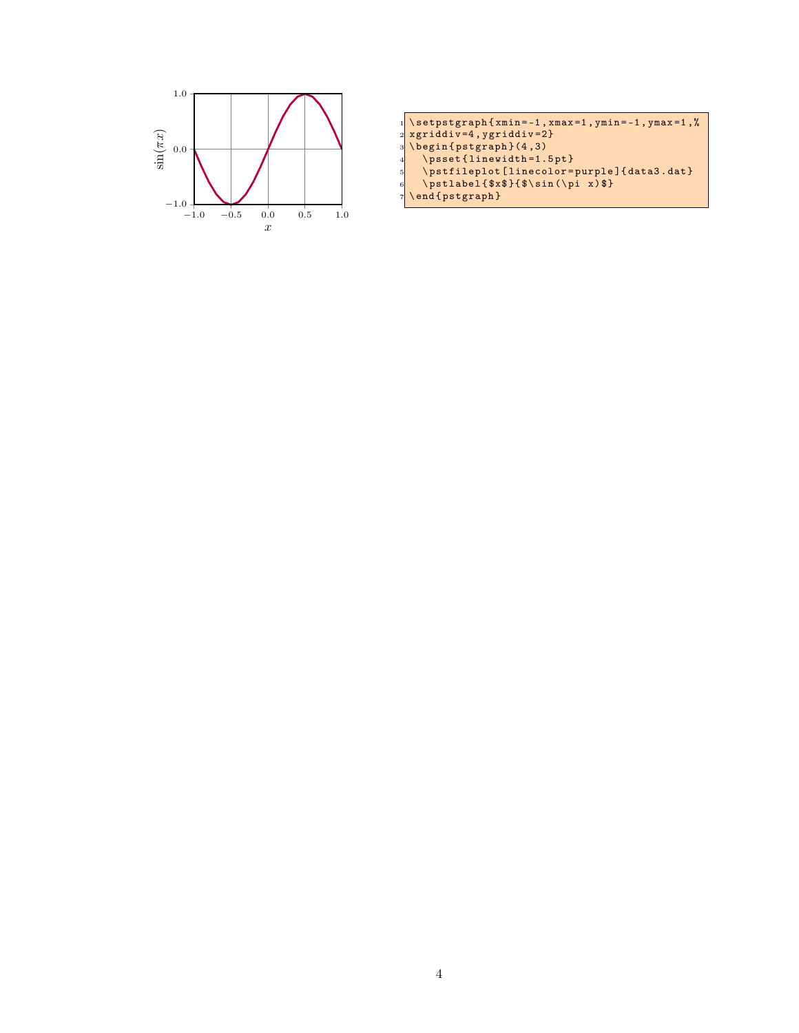1.0

0.0

−1.0

$\sin(\pi x)$

−1.0 −0.5 0.0 0.5 1.0

$x$

```
\setpstgraph{xmin=-1,xmax=1,ymin=-1,ymax=1,%
xgriddiv=4,ygriddiv=2}
\begin{pstgraph}(4,3)
  \psset{linewidth=1.5pt}
  \pstfileplot[linecolor=purple]{data3.dat}
  \pstlabel{$x$}{$\sin(\pi x)$}
\end{pstgraph}
```